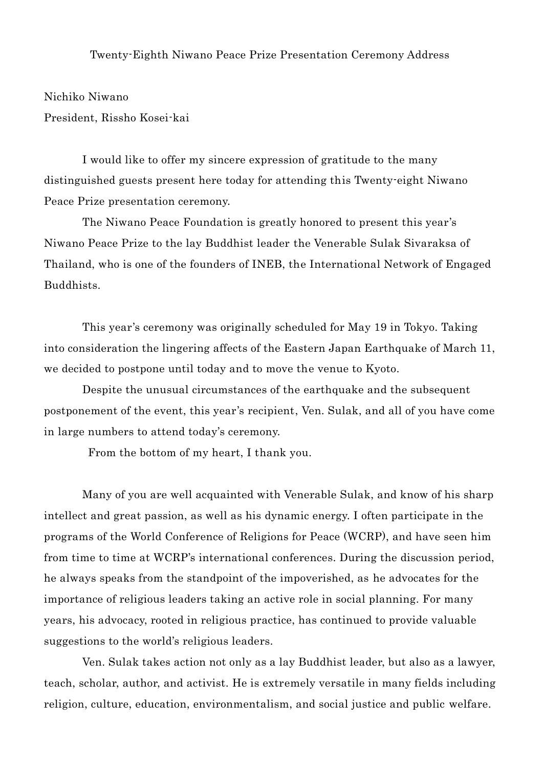# Twenty-Eighth Niwano Peace Prize Presentation Ceremony Address

Nichiko Niwano
President, Rissho Kosei-kai

I would like to offer my sincere expression of gratitude to the many distinguished guests present here today for attending this Twenty-eight Niwano Peace Prize presentation ceremony.

The Niwano Peace Foundation is greatly honored to present this year's Niwano Peace Prize to the lay Buddhist leader the Venerable Sulak Sivaraksa of Thailand, who is one of the founders of INEB, the International Network of Engaged Buddhists.

This year's ceremony was originally scheduled for May 19 in Tokyo. Taking into consideration the lingering affects of the Eastern Japan Earthquake of March 11, we decided to postpone until today and to move the venue to Kyoto.

Despite the unusual circumstances of the earthquake and the subsequent postponement of the event, this year's recipient, Ven. Sulak, and all of you have come in large numbers to attend today's ceremony.

From the bottom of my heart, I thank you.

Many of you are well acquainted with Venerable Sulak, and know of his sharp intellect and great passion, as well as his dynamic energy. I often participate in the programs of the World Conference of Religions for Peace (WCRP), and have seen him from time to time at WCRP's international conferences. During the discussion period, he always speaks from the standpoint of the impoverished, as he advocates for the importance of religious leaders taking an active role in social planning. For many years, his advocacy, rooted in religious practice, has continued to provide valuable suggestions to the world's religious leaders.

Ven. Sulak takes action not only as a lay Buddhist leader, but also as a lawyer, teach, scholar, author, and activist. He is extremely versatile in many fields including religion, culture, education, environmentalism, and social justice and public welfare.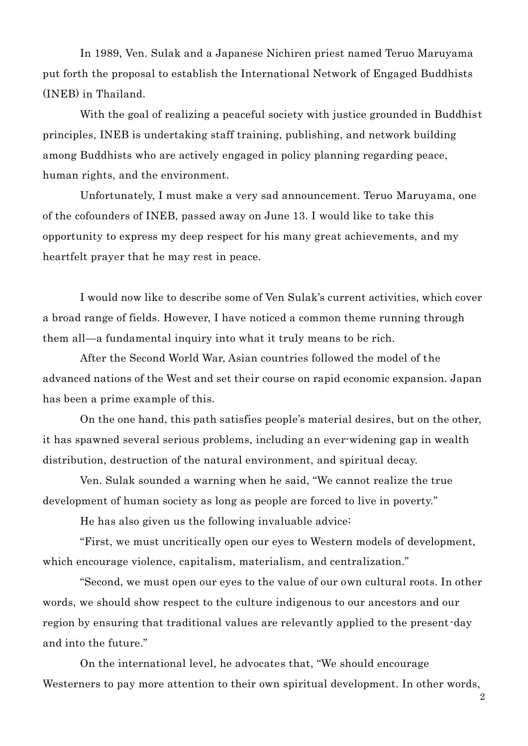In 1989, Ven. Sulak and a Japanese Nichiren priest named Teruo Maruyama put forth the proposal to establish the International Network of Engaged Buddhists (INEB) in Thailand.

With the goal of realizing a peaceful society with justice grounded in Buddhist principles, INEB is undertaking staff training, publishing, and network building among Buddhists who are actively engaged in policy planning regarding peace, human rights, and the environment.

Unfortunately, I must make a very sad announcement. Teruo Maruyama, one of the cofounders of INEB, passed away on June 13. I would like to take this opportunity to express my deep respect for his many great achievements, and my heartfelt prayer that he may rest in peace.

I would now like to describe some of Ven Sulak's current activities, which cover a broad range of fields. However, I have noticed a common theme running through them all—a fundamental inquiry into what it truly means to be rich.

After the Second World War, Asian countries followed the model of the advanced nations of the West and set their course on rapid economic expansion. Japan has been a prime example of this.

On the one hand, this path satisfies people's material desires, but on the other, it has spawned several serious problems, including an ever-widening gap in wealth distribution, destruction of the natural environment, and spiritual decay.

Ven. Sulak sounded a warning when he said, "We cannot realize the true development of human society as long as people are forced to live in poverty."

He has also given us the following invaluable advice:

"First, we must uncritically open our eyes to Western models of development, which encourage violence, capitalism, materialism, and centralization."

"Second, we must open our eyes to the value of our own cultural roots. In other words, we should show respect to the culture indigenous to our ancestors and our region by ensuring that traditional values are relevantly applied to the present-day and into the future."

On the international level, he advocates that, "We should encourage Westerners to pay more attention to their own spiritual development. In other words,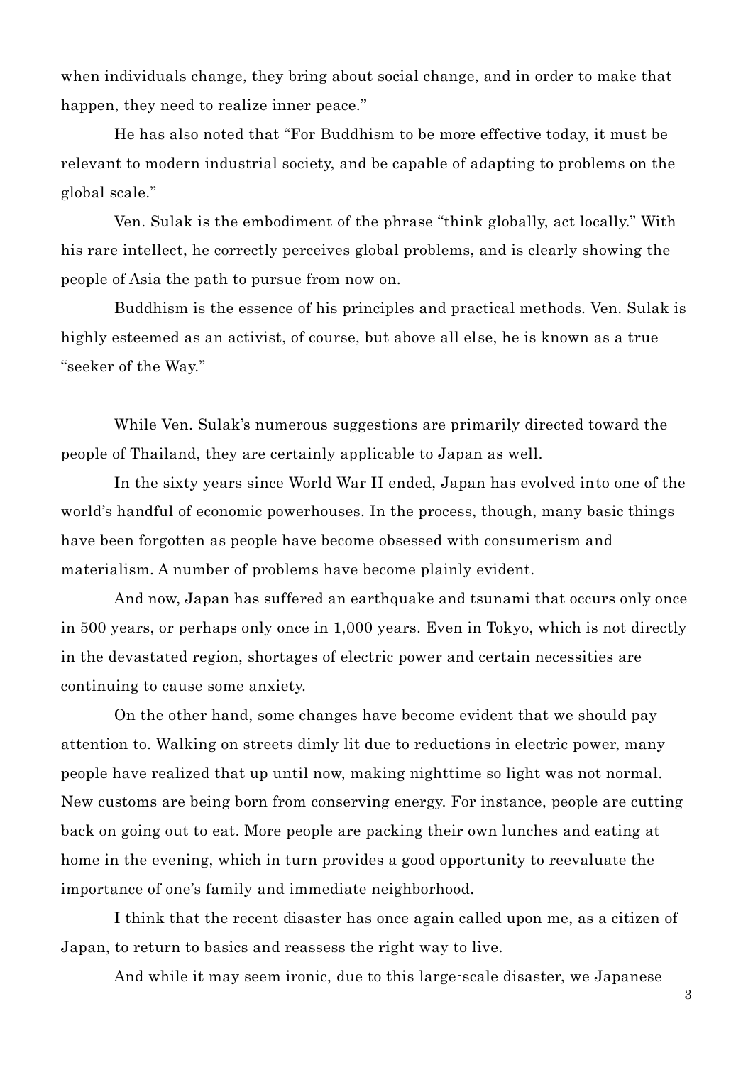when individuals change, they bring about social change, and in order to make that happen, they need to realize inner peace."

He has also noted that "For Buddhism to be more effective today, it must be relevant to modern industrial society, and be capable of adapting to problems on the global scale."

Ven. Sulak is the embodiment of the phrase "think globally, act locally." With his rare intellect, he correctly perceives global problems, and is clearly showing the people of Asia the path to pursue from now on.

Buddhism is the essence of his principles and practical methods. Ven. Sulak is highly esteemed as an activist, of course, but above all else, he is known as a true "seeker of the Way."

While Ven. Sulak's numerous suggestions are primarily directed toward the people of Thailand, they are certainly applicable to Japan as well.

In the sixty years since World War II ended, Japan has evolved into one of the world's handful of economic powerhouses. In the process, though, many basic things have been forgotten as people have become obsessed with consumerism and materialism. A number of problems have become plainly evident.

And now, Japan has suffered an earthquake and tsunami that occurs only once in 500 years, or perhaps only once in 1,000 years. Even in Tokyo, which is not directly in the devastated region, shortages of electric power and certain necessities are continuing to cause some anxiety.

On the other hand, some changes have become evident that we should pay attention to. Walking on streets dimly lit due to reductions in electric power, many people have realized that up until now, making nighttime so light was not normal. New customs are being born from conserving energy. For instance, people are cutting back on going out to eat. More people are packing their own lunches and eating at home in the evening, which in turn provides a good opportunity to reevaluate the importance of one's family and immediate neighborhood.

I think that the recent disaster has once again called upon me, as a citizen of Japan, to return to basics and reassess the right way to live.

And while it may seem ironic, due to this large-scale disaster, we Japanese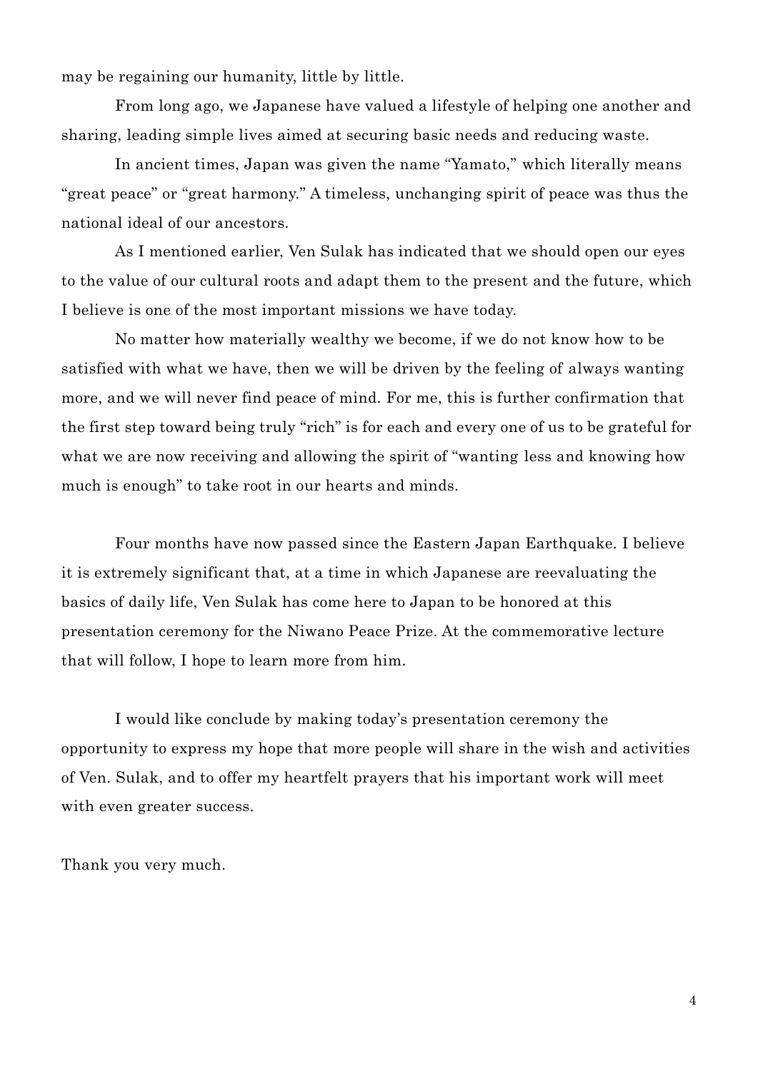may be regaining our humanity, little by little.

From long ago, we Japanese have valued a lifestyle of helping one another and sharing, leading simple lives aimed at securing basic needs and reducing waste.

In ancient times, Japan was given the name "Yamato," which literally means "great peace" or "great harmony." A timeless, unchanging spirit of peace was thus the national ideal of our ancestors.

As I mentioned earlier, Ven Sulak has indicated that we should open our eyes to the value of our cultural roots and adapt them to the present and the future, which I believe is one of the most important missions we have today.

No matter how materially wealthy we become, if we do not know how to be satisfied with what we have, then we will be driven by the feeling of always wanting more, and we will never find peace of mind. For me, this is further confirmation that the first step toward being truly "rich" is for each and every one of us to be grateful for what we are now receiving and allowing the spirit of "wanting less and knowing how much is enough" to take root in our hearts and minds.

Four months have now passed since the Eastern Japan Earthquake. I believe it is extremely significant that, at a time in which Japanese are reevaluating the basics of daily life, Ven Sulak has come here to Japan to be honored at this presentation ceremony for the Niwano Peace Prize. At the commemorative lecture that will follow, I hope to learn more from him.

I would like conclude by making today's presentation ceremony the opportunity to express my hope that more people will share in the wish and activities of Ven. Sulak, and to offer my heartfelt prayers that his important work will meet with even greater success.

Thank you very much.